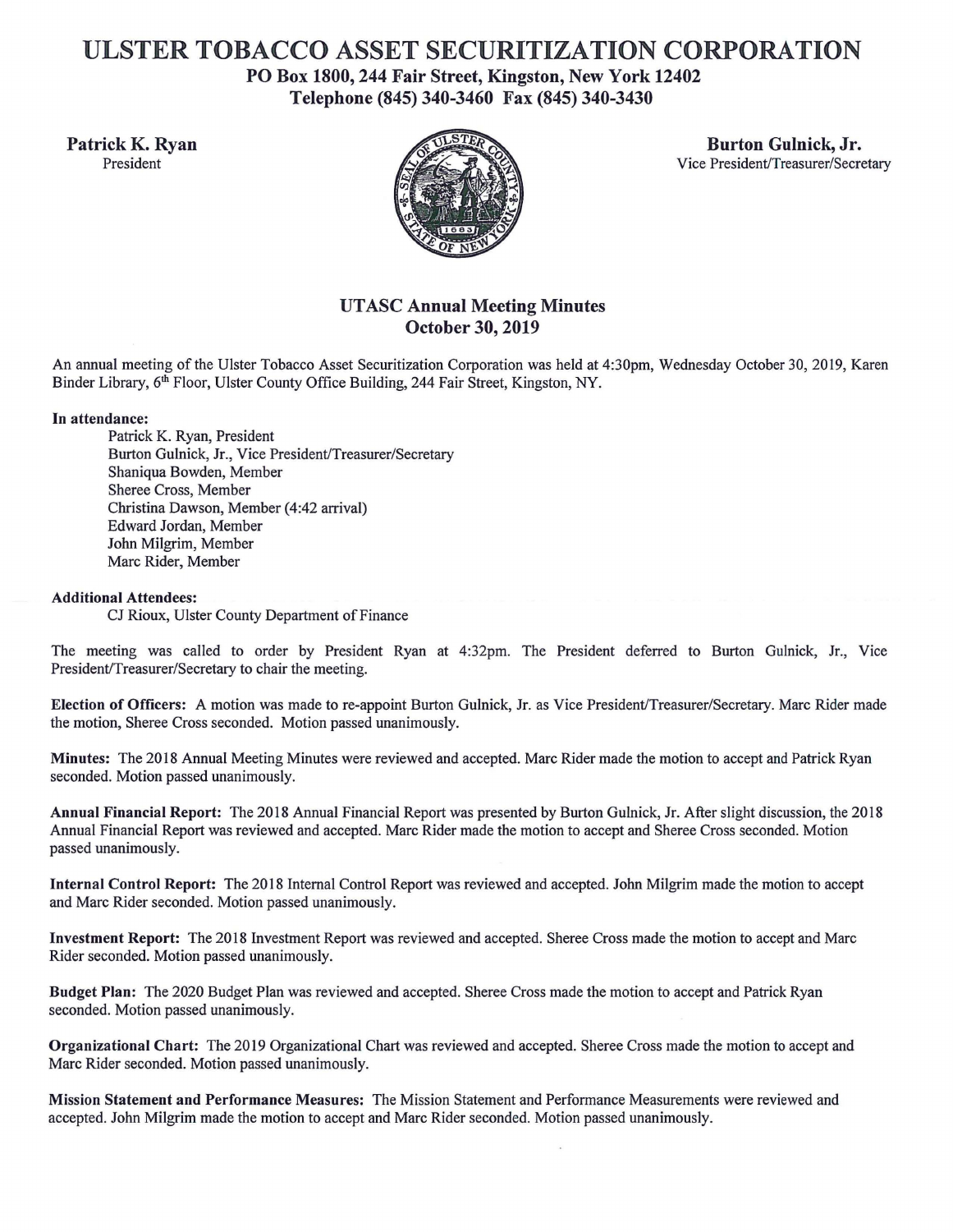# ULSTER TOBACCO ASSET SECURITIZATION CORPORATION

**PO Box 1800, 244 Fair Street, Kingston, New York 12402**
**Telephone (845) 340-3460 Fax (845) 340-3430**

**Patrick K. Ryan**
President

**Burton Gulnick, Jr.**
Vice President/Treasurer/Secretary

## UTASC Annual Meeting Minutes
## October 30, 2019

An annual meeting of the Ulster Tobacco Asset Securitization Corporation was held at 4:30pm, Wednesday October 30, 2019, Karen Binder Library, 6th Floor, Ulster County Office Building, 244 Fair Street, Kingston, NY.

**In attendance:**

Patrick K. Ryan, President
Burton Gulnick, Jr., Vice President/Treasurer/Secretary
Shaniqua Bowden, Member
Sheree Cross, Member
Christina Dawson, Member (4:42 arrival)
Edward Jordan, Member
John Milgrim, Member
Marc Rider, Member

**Additional Attendees:**

CJ Rioux, Ulster County Department of Finance

The meeting was called to order by President Ryan at 4:32pm. The President deferred to Burton Gulnick, Jr., Vice President/Treasurer/Secretary to chair the meeting.

**Election of Officers:** A motion was made to re-appoint Burton Gulnick, Jr. as Vice President/Treasurer/Secretary. Marc Rider made the motion, Sheree Cross seconded. Motion passed unanimously.

**Minutes:** The 2018 Annual Meeting Minutes were reviewed and accepted. Marc Rider made the motion to accept and Patrick Ryan seconded. Motion passed unanimously.

**Annual Financial Report:** The 2018 Annual Financial Report was presented by Burton Gulnick, Jr. After slight discussion, the 2018 Annual Financial Report was reviewed and accepted. Marc Rider made the motion to accept and Sheree Cross seconded. Motion passed unanimously.

**Internal Control Report:** The 2018 Internal Control Report was reviewed and accepted. John Milgrim made the motion to accept and Marc Rider seconded. Motion passed unanimously.

**Investment Report:** The 2018 Investment Report was reviewed and accepted. Sheree Cross made the motion to accept and Marc Rider seconded. Motion passed unanimously.

**Budget Plan:** The 2020 Budget Plan was reviewed and accepted. Sheree Cross made the motion to accept and Patrick Ryan seconded. Motion passed unanimously.

**Organizational Chart:** The 2019 Organizational Chart was reviewed and accepted. Sheree Cross made the motion to accept and Marc Rider seconded. Motion passed unanimously.

**Mission Statement and Performance Measures:** The Mission Statement and Performance Measurements were reviewed and accepted. John Milgrim made the motion to accept and Marc Rider seconded. Motion passed unanimously.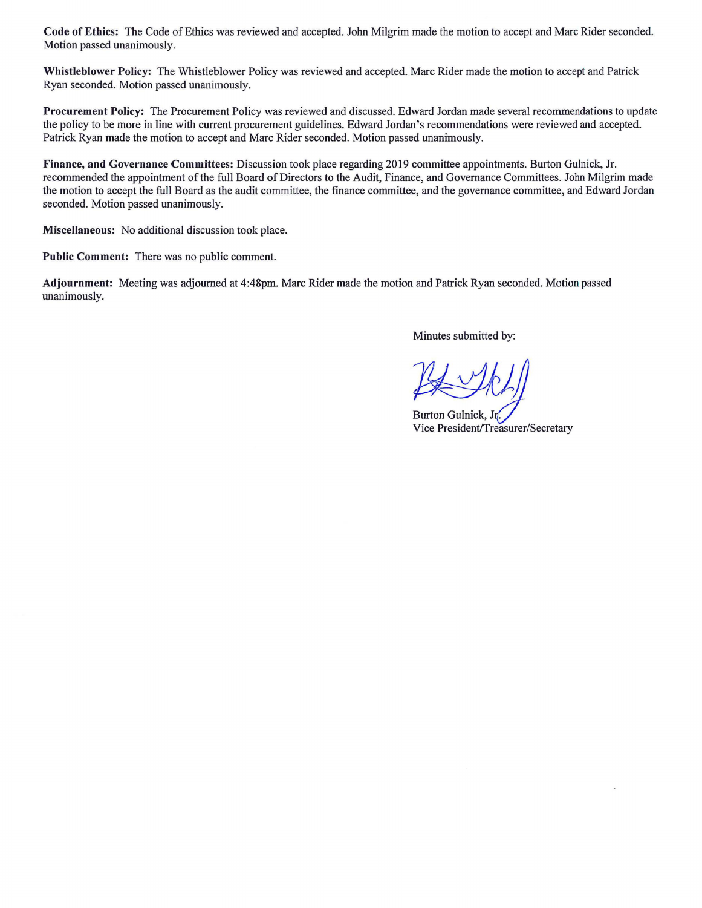**Code of Ethics:** The Code of Ethics was reviewed and accepted. John Milgrim made the motion to accept and Marc Rider seconded. Motion passed unanimously.

**Whistleblower Policy:** The Whistleblower Policy was reviewed and accepted. Marc Rider made the motion to accept and Patrick Ryan seconded. Motion passed unanimously.

**Procurement Policy:** The Procurement Policy was reviewed and discussed. Edward Jordan made several recommendations to update the policy to be more in line with current procurement guidelines. Edward Jordan's recommendations were reviewed and accepted. Patrick Ryan made the motion to accept and Marc Rider seconded. Motion passed unanimously.

**Finance, and Governance Committees:** Discussion took place regarding 2019 committee appointments. Burton Gulnick, Jr. recommended the appointment of the full Board of Directors to the Audit, Finance, and Governance Committees. John Milgrim made the motion to accept the full Board as the audit committee, the finance committee, and the governance committee, and Edward Jordan seconded. Motion passed unanimously.

**Miscellaneous:** No additional discussion took place.

**Public Comment:** There was no public comment.

**Adjournment:** Meeting was adjourned at 4:48pm. Marc Rider made the motion and Patrick Ryan seconded. Motion passed unanimously.

Minutes submitted by:

Burton Gulnick, Jr.
Vice President/Treasurer/Secretary